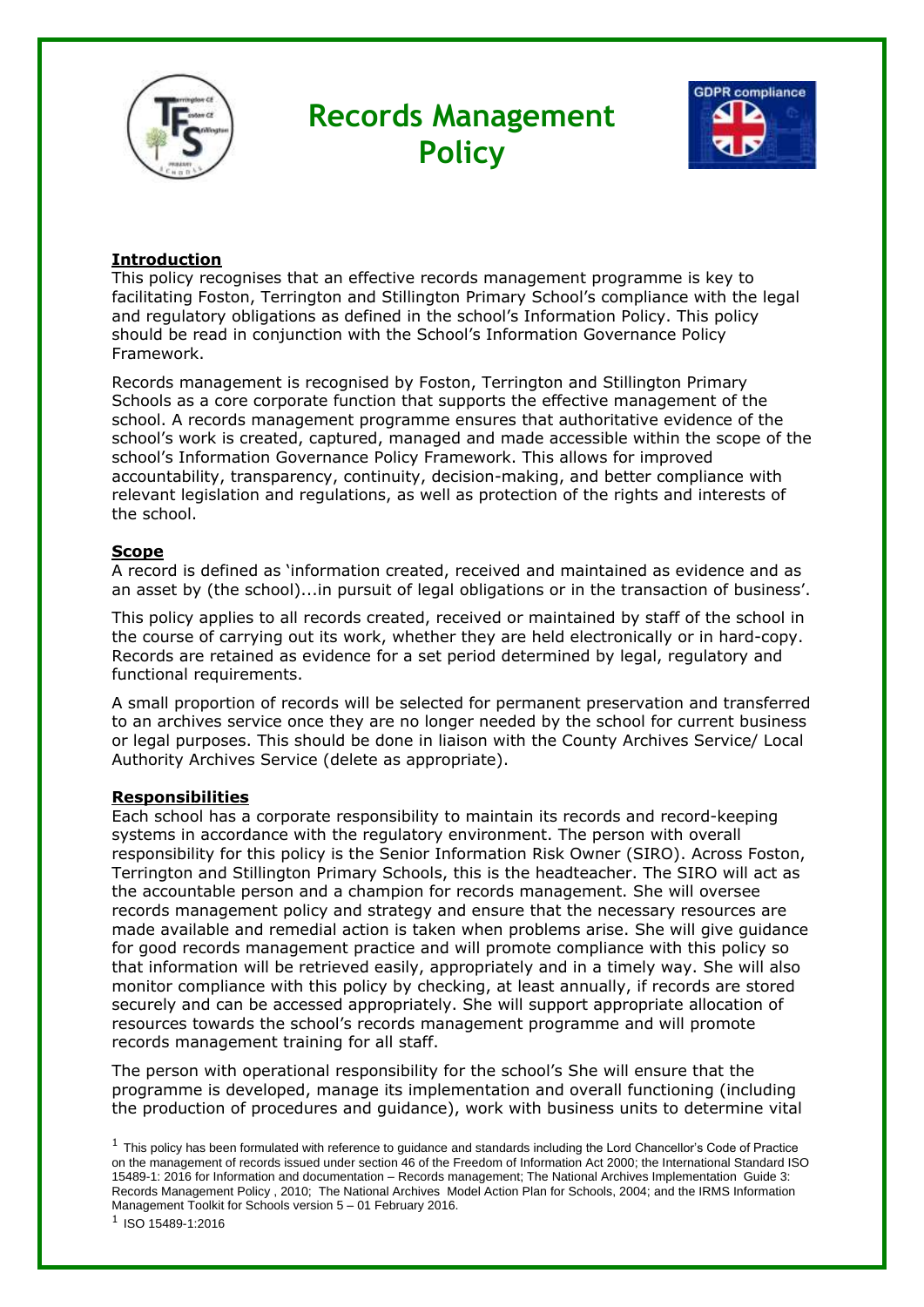# Records Management Policy

## Introduction

This policy recognises that an effective records management programme is key to facilitating Foston, Terrington and Stillington Primary School's compliance with the legal and regulatory obligations as defined in the school's Information Policy. This policy should be read in conjunction with the School's Information Governance Policy Framework.

Records management is recognised by Foston, Terrington and Stillington Primary Schools as a core corporate function that supports the effective management of the school. A records management programme ensures that authoritative evidence of the school's work is created, captured, managed and made accessible within the scope of the school's Information Governance Policy Framework. This allows for improved accountability, transparency, continuity, decision-making, and better compliance with relevant legislation and regulations, as well as protection of the rights and interests of the school.

## Scope

A record is defined as 'information created, received and maintained as evidence and as an asset by (the school)...in pursuit of legal obligations or in the transaction of business'.

This policy applies to all records created, received or maintained by staff of the school in the course of carrying out its work, whether they are held electronically or in hard-copy. Records are retained as evidence for a set period determined by legal, regulatory and functional requirements.

A small proportion of records will be selected for permanent preservation and transferred to an archives service once they are no longer needed by the school for current business or legal purposes. This should be done in liaison with the County Archives Service/ Local Authority Archives Service (delete as appropriate).

## Responsibilities

Each school has a corporate responsibility to maintain its records and record-keeping systems in accordance with the regulatory environment. The person with overall responsibility for this policy is the Senior Information Risk Owner (SIRO). Across Foston, Terrington and Stillington Primary Schools, this is the headteacher. The SIRO will act as the accountable person and a champion for records management. She will oversee records management policy and strategy and ensure that the necessary resources are made available and remedial action is taken when problems arise. She will give guidance for good records management practice and will promote compliance with this policy so that information will be retrieved easily, appropriately and in a timely way. She will also monitor compliance with this policy by checking, at least annually, if records are stored securely and can be accessed appropriately. She will support appropriate allocation of resources towards the school's records management programme and will promote records management training for all staff.

The person with operational responsibility for the school's She will ensure that the programme is developed, manage its implementation and overall functioning (including the production of procedures and guidance), work with business units to determine vital

---

[1] This policy has been formulated with reference to guidance and standards including the Lord Chancellor's Code of Practice on the management of records issued under section 46 of the Freedom of Information Act 2000; the International Standard ISO 15489-1: 2016 for Information and documentation – Records management; The National Archives Implementation Guide 3: Records Management Policy , 2010; The National Archives Model Action Plan for Schools, 2004; and the IRMS Information Management Toolkit for Schools version 5 – 01 February 2016.

[1] ISO 15489-1:2016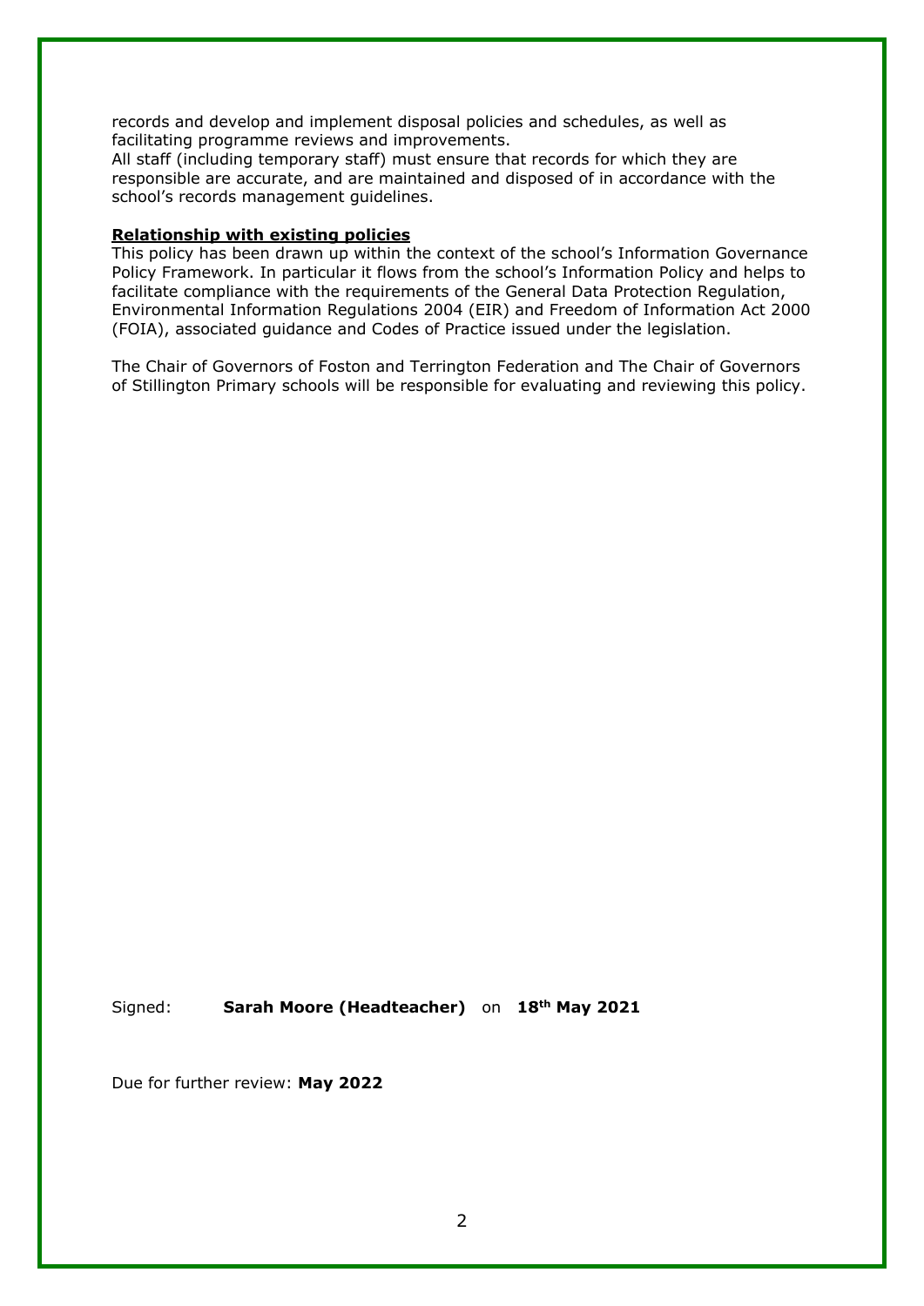records and develop and implement disposal policies and schedules, as well as facilitating programme reviews and improvements.

All staff (including temporary staff) must ensure that records for which they are responsible are accurate, and are maintained and disposed of in accordance with the school's records management guidelines.

**Relationship with existing policies**

This policy has been drawn up within the context of the school's Information Governance Policy Framework. In particular it flows from the school's Information Policy and helps to facilitate compliance with the requirements of the General Data Protection Regulation, Environmental Information Regulations 2004 (EIR) and Freedom of Information Act 2000 (FOIA), associated guidance and Codes of Practice issued under the legislation.

The Chair of Governors of Foston and Terrington Federation and The Chair of Governors of Stillington Primary schools will be responsible for evaluating and reviewing this policy.

Signed: **Sarah Moore (Headteacher)** on **18th May 2021**

Due for further review: **May 2022**